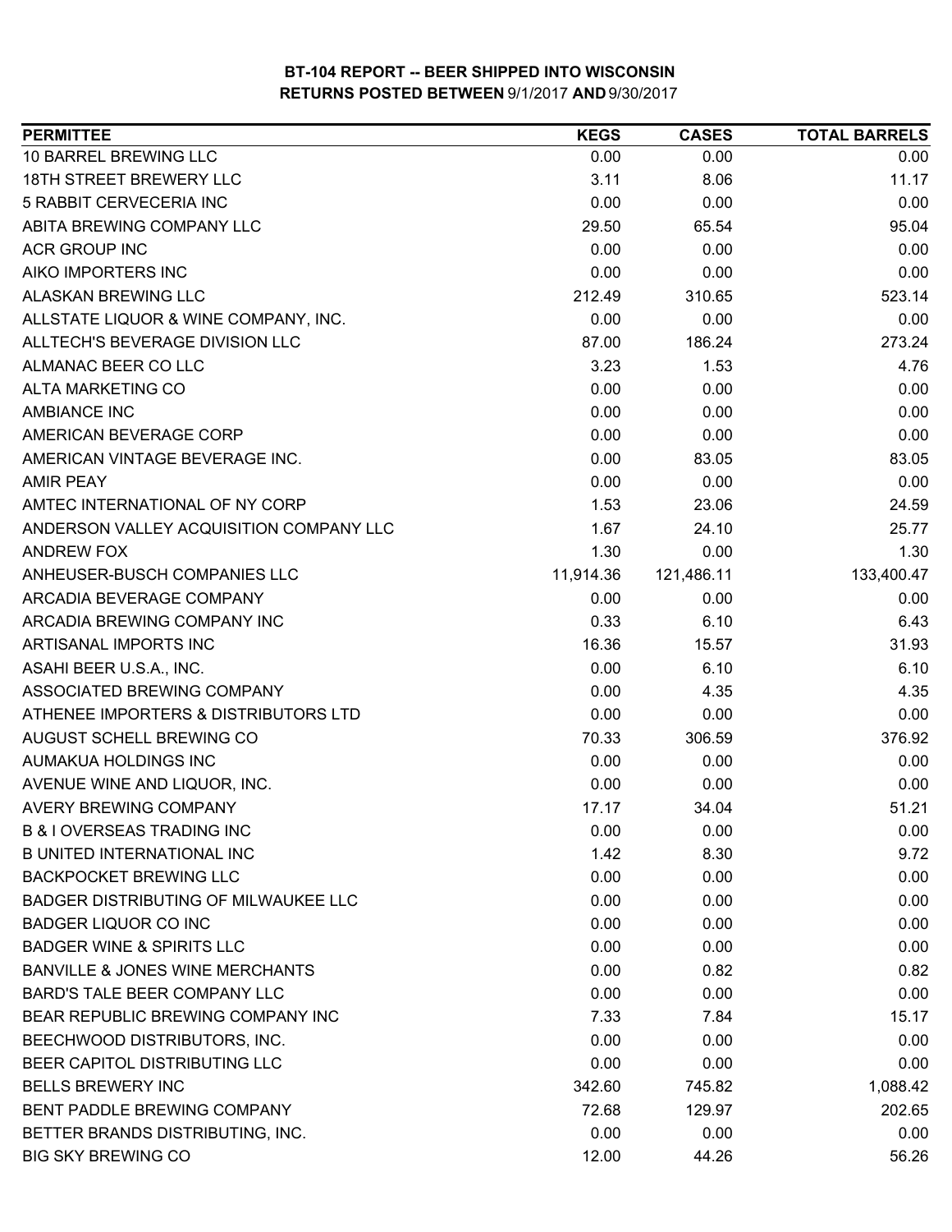# BT-104 REPORT -- BEER SHIPPED INTO WISCONSIN
## RETURNS POSTED BETWEEN 9/1/2017 AND 9/30/2017

| PERMITTEE | KEGS | CASES | TOTAL BARRELS |
|---|---|---|---|
| 10 BARREL BREWING LLC | 0.00 | 0.00 | 0.00 |
| 18TH STREET BREWERY LLC | 3.11 | 8.06 | 11.17 |
| 5 RABBIT CERVECERIA INC | 0.00 | 0.00 | 0.00 |
| ABITA BREWING COMPANY LLC | 29.50 | 65.54 | 95.04 |
| ACR GROUP INC | 0.00 | 0.00 | 0.00 |
| AIKO IMPORTERS INC | 0.00 | 0.00 | 0.00 |
| ALASKAN BREWING LLC | 212.49 | 310.65 | 523.14 |
| ALLSTATE LIQUOR & WINE COMPANY, INC. | 0.00 | 0.00 | 0.00 |
| ALLTECH'S BEVERAGE DIVISION LLC | 87.00 | 186.24 | 273.24 |
| ALMANAC BEER CO LLC | 3.23 | 1.53 | 4.76 |
| ALTA MARKETING CO | 0.00 | 0.00 | 0.00 |
| AMBIANCE INC | 0.00 | 0.00 | 0.00 |
| AMERICAN BEVERAGE CORP | 0.00 | 0.00 | 0.00 |
| AMERICAN VINTAGE BEVERAGE INC. | 0.00 | 83.05 | 83.05 |
| AMIR PEAY | 0.00 | 0.00 | 0.00 |
| AMTEC INTERNATIONAL OF NY CORP | 1.53 | 23.06 | 24.59 |
| ANDERSON VALLEY ACQUISITION COMPANY LLC | 1.67 | 24.10 | 25.77 |
| ANDREW FOX | 1.30 | 0.00 | 1.30 |
| ANHEUSER-BUSCH COMPANIES LLC | 11,914.36 | 121,486.11 | 133,400.47 |
| ARCADIA BEVERAGE COMPANY | 0.00 | 0.00 | 0.00 |
| ARCADIA BREWING COMPANY INC | 0.33 | 6.10 | 6.43 |
| ARTISANAL IMPORTS INC | 16.36 | 15.57 | 31.93 |
| ASAHI BEER U.S.A., INC. | 0.00 | 6.10 | 6.10 |
| ASSOCIATED BREWING COMPANY | 0.00 | 4.35 | 4.35 |
| ATHENEE IMPORTERS & DISTRIBUTORS LTD | 0.00 | 0.00 | 0.00 |
| AUGUST SCHELL BREWING CO | 70.33 | 306.59 | 376.92 |
| AUMAKUA HOLDINGS INC | 0.00 | 0.00 | 0.00 |
| AVENUE WINE AND LIQUOR, INC. | 0.00 | 0.00 | 0.00 |
| AVERY BREWING COMPANY | 17.17 | 34.04 | 51.21 |
| B & I OVERSEAS TRADING INC | 0.00 | 0.00 | 0.00 |
| B UNITED INTERNATIONAL INC | 1.42 | 8.30 | 9.72 |
| BACKPOCKET BREWING LLC | 0.00 | 0.00 | 0.00 |
| BADGER DISTRIBUTING OF MILWAUKEE LLC | 0.00 | 0.00 | 0.00 |
| BADGER LIQUOR CO INC | 0.00 | 0.00 | 0.00 |
| BADGER WINE & SPIRITS LLC | 0.00 | 0.00 | 0.00 |
| BANVILLE & JONES WINE MERCHANTS | 0.00 | 0.82 | 0.82 |
| BARD'S TALE BEER COMPANY LLC | 0.00 | 0.00 | 0.00 |
| BEAR REPUBLIC BREWING COMPANY INC | 7.33 | 7.84 | 15.17 |
| BEECHWOOD DISTRIBUTORS, INC. | 0.00 | 0.00 | 0.00 |
| BEER CAPITOL DISTRIBUTING LLC | 0.00 | 0.00 | 0.00 |
| BELLS BREWERY INC | 342.60 | 745.82 | 1,088.42 |
| BENT PADDLE BREWING COMPANY | 72.68 | 129.97 | 202.65 |
| BETTER BRANDS DISTRIBUTING, INC. | 0.00 | 0.00 | 0.00 |
| BIG SKY BREWING CO | 12.00 | 44.26 | 56.26 |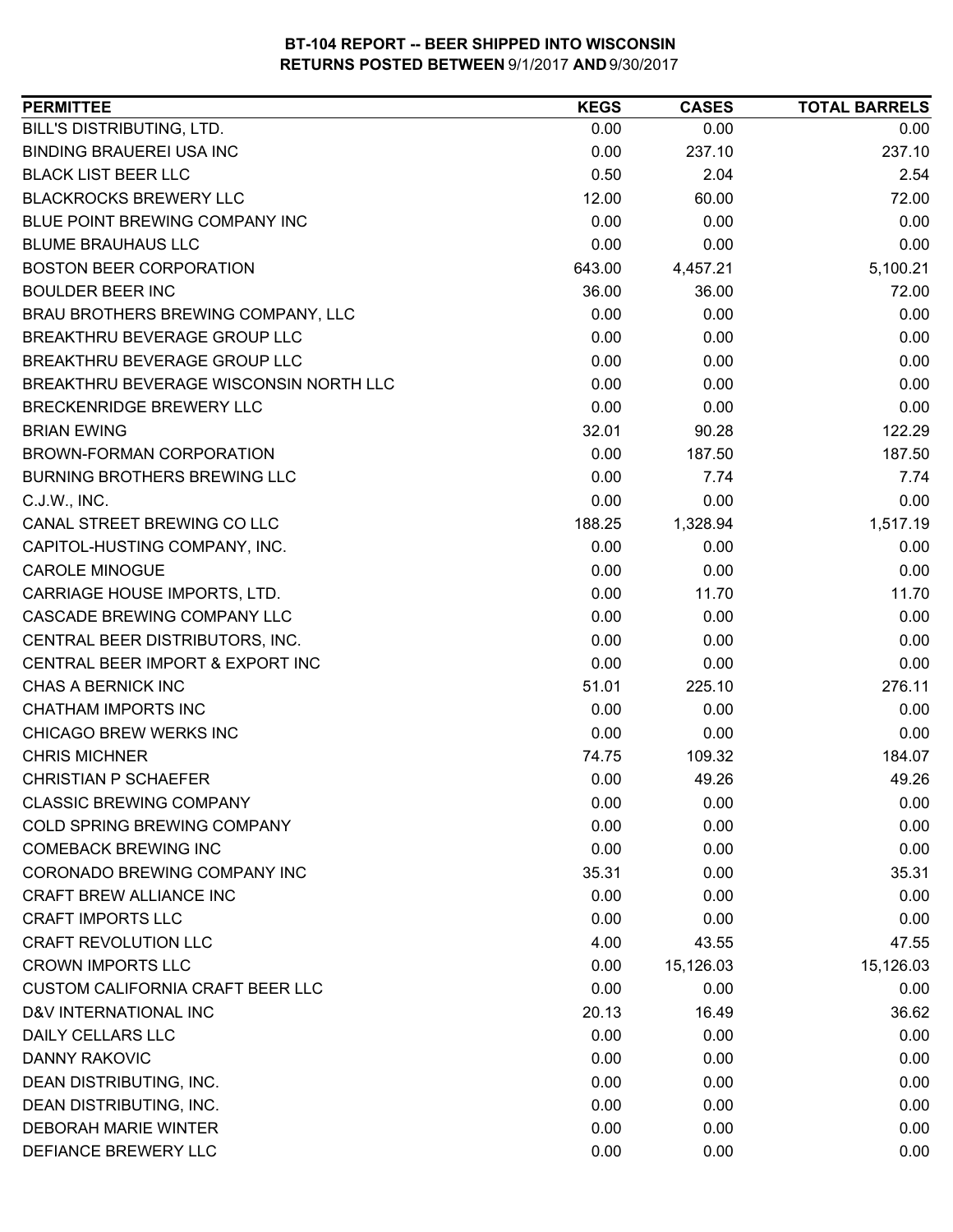**BT-104 REPORT -- BEER SHIPPED INTO WISCONSIN**
**RETURNS POSTED BETWEEN 9/1/2017 AND 9/30/2017**

| PERMITTEE | KEGS | CASES | TOTAL BARRELS |
|---|---|---|---|
| BILL'S DISTRIBUTING, LTD. | 0.00 | 0.00 | 0.00 |
| BINDING BRAUEREI USA INC | 0.00 | 237.10 | 237.10 |
| BLACK LIST BEER LLC | 0.50 | 2.04 | 2.54 |
| BLACKROCKS BREWERY LLC | 12.00 | 60.00 | 72.00 |
| BLUE POINT BREWING COMPANY INC | 0.00 | 0.00 | 0.00 |
| BLUME BRAUHAUS LLC | 0.00 | 0.00 | 0.00 |
| BOSTON BEER CORPORATION | 643.00 | 4,457.21 | 5,100.21 |
| BOULDER BEER INC | 36.00 | 36.00 | 72.00 |
| BRAU BROTHERS BREWING COMPANY, LLC | 0.00 | 0.00 | 0.00 |
| BREAKTHRU BEVERAGE GROUP LLC | 0.00 | 0.00 | 0.00 |
| BREAKTHRU BEVERAGE GROUP LLC | 0.00 | 0.00 | 0.00 |
| BREAKTHRU BEVERAGE WISCONSIN NORTH LLC | 0.00 | 0.00 | 0.00 |
| BRECKENRIDGE BREWERY LLC | 0.00 | 0.00 | 0.00 |
| BRIAN EWING | 32.01 | 90.28 | 122.29 |
| BROWN-FORMAN CORPORATION | 0.00 | 187.50 | 187.50 |
| BURNING BROTHERS BREWING LLC | 0.00 | 7.74 | 7.74 |
| C.J.W., INC. | 0.00 | 0.00 | 0.00 |
| CANAL STREET BREWING CO LLC | 188.25 | 1,328.94 | 1,517.19 |
| CAPITOL-HUSTING COMPANY, INC. | 0.00 | 0.00 | 0.00 |
| CAROLE MINOGUE | 0.00 | 0.00 | 0.00 |
| CARRIAGE HOUSE IMPORTS, LTD. | 0.00 | 11.70 | 11.70 |
| CASCADE BREWING COMPANY LLC | 0.00 | 0.00 | 0.00 |
| CENTRAL BEER DISTRIBUTORS, INC. | 0.00 | 0.00 | 0.00 |
| CENTRAL BEER IMPORT & EXPORT INC | 0.00 | 0.00 | 0.00 |
| CHAS A BERNICK INC | 51.01 | 225.10 | 276.11 |
| CHATHAM IMPORTS INC | 0.00 | 0.00 | 0.00 |
| CHICAGO BREW WERKS INC | 0.00 | 0.00 | 0.00 |
| CHRIS MICHNER | 74.75 | 109.32 | 184.07 |
| CHRISTIAN P SCHAEFER | 0.00 | 49.26 | 49.26 |
| CLASSIC BREWING COMPANY | 0.00 | 0.00 | 0.00 |
| COLD SPRING BREWING COMPANY | 0.00 | 0.00 | 0.00 |
| COMEBACK BREWING INC | 0.00 | 0.00 | 0.00 |
| CORONADO BREWING COMPANY INC | 35.31 | 0.00 | 35.31 |
| CRAFT BREW ALLIANCE INC | 0.00 | 0.00 | 0.00 |
| CRAFT IMPORTS LLC | 0.00 | 0.00 | 0.00 |
| CRAFT REVOLUTION LLC | 4.00 | 43.55 | 47.55 |
| CROWN IMPORTS LLC | 0.00 | 15,126.03 | 15,126.03 |
| CUSTOM CALIFORNIA CRAFT BEER LLC | 0.00 | 0.00 | 0.00 |
| D&V INTERNATIONAL INC | 20.13 | 16.49 | 36.62 |
| DAILY CELLARS LLC | 0.00 | 0.00 | 0.00 |
| DANNY RAKOVIC | 0.00 | 0.00 | 0.00 |
| DEAN DISTRIBUTING, INC. | 0.00 | 0.00 | 0.00 |
| DEAN DISTRIBUTING, INC. | 0.00 | 0.00 | 0.00 |
| DEBORAH MARIE WINTER | 0.00 | 0.00 | 0.00 |
| DEFIANCE BREWERY LLC | 0.00 | 0.00 | 0.00 |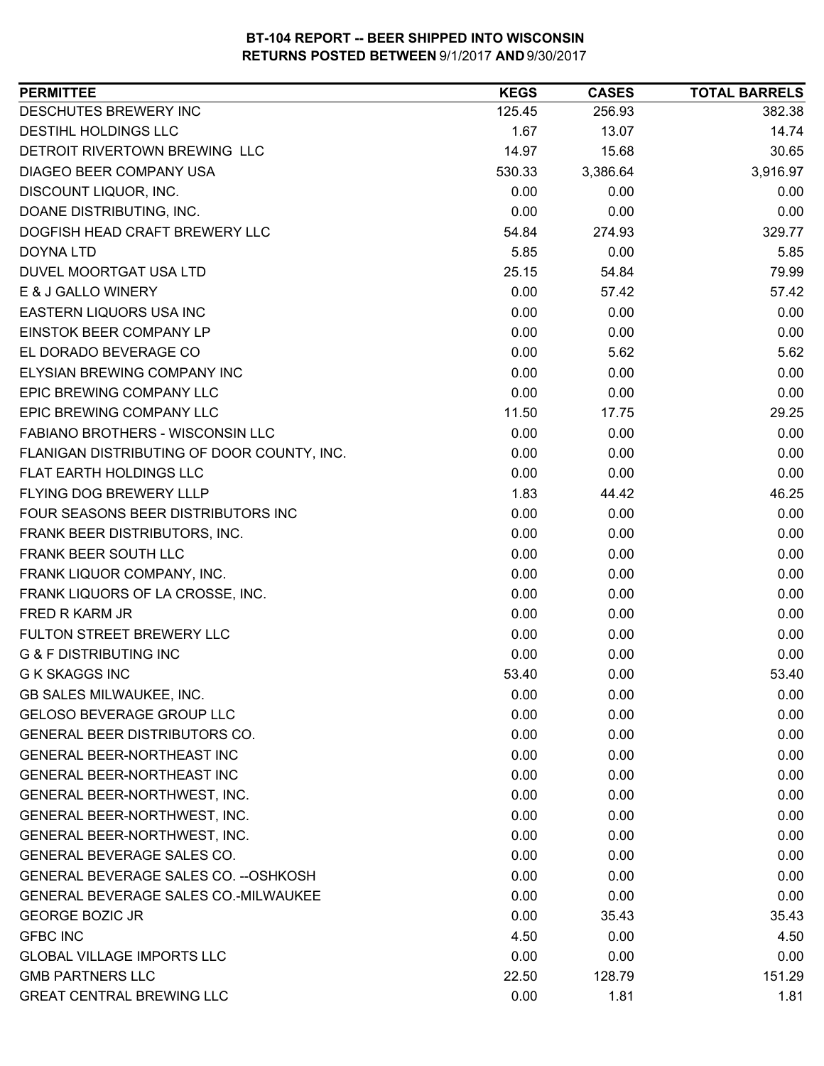**BT-104 REPORT -- BEER SHIPPED INTO WISCONSIN**
**RETURNS POSTED BETWEEN** 9/1/2017 **AND** 9/30/2017

| PERMITTEE | KEGS | CASES | TOTAL BARRELS |
|---|---|---|---|
| DESCHUTES BREWERY INC | 125.45 | 256.93 | 382.38 |
| DESTIHL HOLDINGS LLC | 1.67 | 13.07 | 14.74 |
| DETROIT RIVERTOWN BREWING LLC | 14.97 | 15.68 | 30.65 |
| DIAGEO BEER COMPANY USA | 530.33 | 3,386.64 | 3,916.97 |
| DISCOUNT LIQUOR, INC. | 0.00 | 0.00 | 0.00 |
| DOANE DISTRIBUTING, INC. | 0.00 | 0.00 | 0.00 |
| DOGFISH HEAD CRAFT BREWERY LLC | 54.84 | 274.93 | 329.77 |
| DOYNA LTD | 5.85 | 0.00 | 5.85 |
| DUVEL MOORTGAT USA LTD | 25.15 | 54.84 | 79.99 |
| E & J GALLO WINERY | 0.00 | 57.42 | 57.42 |
| EASTERN LIQUORS USA INC | 0.00 | 0.00 | 0.00 |
| EINSTOK BEER COMPANY LP | 0.00 | 0.00 | 0.00 |
| EL DORADO BEVERAGE CO | 0.00 | 5.62 | 5.62 |
| ELYSIAN BREWING COMPANY INC | 0.00 | 0.00 | 0.00 |
| EPIC BREWING COMPANY LLC | 0.00 | 0.00 | 0.00 |
| EPIC BREWING COMPANY LLC | 11.50 | 17.75 | 29.25 |
| FABIANO BROTHERS - WISCONSIN LLC | 0.00 | 0.00 | 0.00 |
| FLANIGAN DISTRIBUTING OF DOOR COUNTY, INC. | 0.00 | 0.00 | 0.00 |
| FLAT EARTH HOLDINGS LLC | 0.00 | 0.00 | 0.00 |
| FLYING DOG BREWERY LLLP | 1.83 | 44.42 | 46.25 |
| FOUR SEASONS BEER DISTRIBUTORS INC | 0.00 | 0.00 | 0.00 |
| FRANK BEER DISTRIBUTORS, INC. | 0.00 | 0.00 | 0.00 |
| FRANK BEER SOUTH LLC | 0.00 | 0.00 | 0.00 |
| FRANK LIQUOR COMPANY, INC. | 0.00 | 0.00 | 0.00 |
| FRANK LIQUORS OF LA CROSSE, INC. | 0.00 | 0.00 | 0.00 |
| FRED R KARM JR | 0.00 | 0.00 | 0.00 |
| FULTON STREET BREWERY LLC | 0.00 | 0.00 | 0.00 |
| G & F DISTRIBUTING INC | 0.00 | 0.00 | 0.00 |
| G K SKAGGS INC | 53.40 | 0.00 | 53.40 |
| GB SALES MILWAUKEE, INC. | 0.00 | 0.00 | 0.00 |
| GELOSO BEVERAGE GROUP LLC | 0.00 | 0.00 | 0.00 |
| GENERAL BEER DISTRIBUTORS CO. | 0.00 | 0.00 | 0.00 |
| GENERAL BEER-NORTHEAST INC | 0.00 | 0.00 | 0.00 |
| GENERAL BEER-NORTHEAST INC | 0.00 | 0.00 | 0.00 |
| GENERAL BEER-NORTHWEST, INC. | 0.00 | 0.00 | 0.00 |
| GENERAL BEER-NORTHWEST, INC. | 0.00 | 0.00 | 0.00 |
| GENERAL BEER-NORTHWEST, INC. | 0.00 | 0.00 | 0.00 |
| GENERAL BEVERAGE SALES CO. | 0.00 | 0.00 | 0.00 |
| GENERAL BEVERAGE SALES CO. --OSHKOSH | 0.00 | 0.00 | 0.00 |
| GENERAL BEVERAGE SALES CO.-MILWAUKEE | 0.00 | 0.00 | 0.00 |
| GEORGE BOZIC JR | 0.00 | 35.43 | 35.43 |
| GFBC INC | 4.50 | 0.00 | 4.50 |
| GLOBAL VILLAGE IMPORTS LLC | 0.00 | 0.00 | 0.00 |
| GMB PARTNERS LLC | 22.50 | 128.79 | 151.29 |
| GREAT CENTRAL BREWING LLC | 0.00 | 1.81 | 1.81 |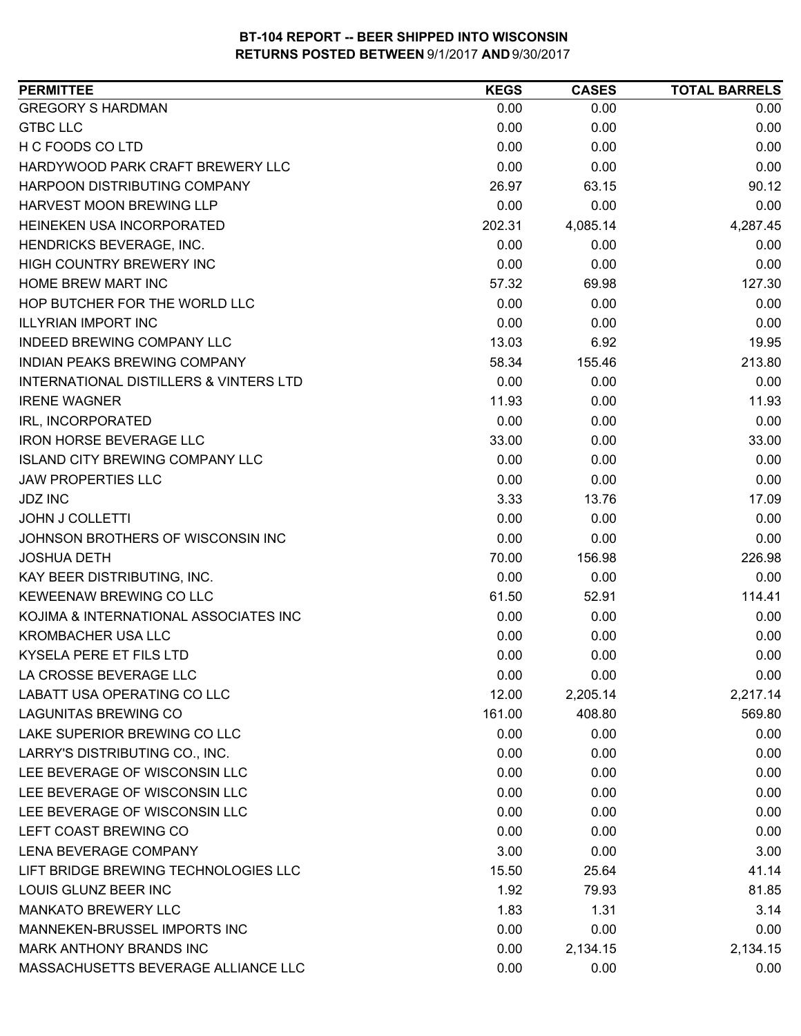# BT-104 REPORT -- BEER SHIPPED INTO WISCONSIN
## RETURNS POSTED BETWEEN 9/1/2017 AND 9/30/2017

| PERMITTEE | KEGS | CASES | TOTAL BARRELS |
|---|---|---|---|
| GREGORY S HARDMAN | 0.00 | 0.00 | 0.00 |
| GTBC LLC | 0.00 | 0.00 | 0.00 |
| H C FOODS CO LTD | 0.00 | 0.00 | 0.00 |
| HARDYWOOD PARK CRAFT BREWERY LLC | 0.00 | 0.00 | 0.00 |
| HARPOON DISTRIBUTING COMPANY | 26.97 | 63.15 | 90.12 |
| HARVEST MOON BREWING LLP | 0.00 | 0.00 | 0.00 |
| HEINEKEN USA INCORPORATED | 202.31 | 4,085.14 | 4,287.45 |
| HENDRICKS BEVERAGE, INC. | 0.00 | 0.00 | 0.00 |
| HIGH COUNTRY BREWERY INC | 0.00 | 0.00 | 0.00 |
| HOME BREW MART INC | 57.32 | 69.98 | 127.30 |
| HOP BUTCHER FOR THE WORLD LLC | 0.00 | 0.00 | 0.00 |
| ILLYRIAN IMPORT INC | 0.00 | 0.00 | 0.00 |
| INDEED BREWING COMPANY LLC | 13.03 | 6.92 | 19.95 |
| INDIAN PEAKS BREWING COMPANY | 58.34 | 155.46 | 213.80 |
| INTERNATIONAL DISTILLERS & VINTERS LTD | 0.00 | 0.00 | 0.00 |
| IRENE WAGNER | 11.93 | 0.00 | 11.93 |
| IRL, INCORPORATED | 0.00 | 0.00 | 0.00 |
| IRON HORSE BEVERAGE LLC | 33.00 | 0.00 | 33.00 |
| ISLAND CITY BREWING COMPANY LLC | 0.00 | 0.00 | 0.00 |
| JAW PROPERTIES LLC | 0.00 | 0.00 | 0.00 |
| JDZ INC | 3.33 | 13.76 | 17.09 |
| JOHN J COLLETTI | 0.00 | 0.00 | 0.00 |
| JOHNSON BROTHERS OF WISCONSIN INC | 0.00 | 0.00 | 0.00 |
| JOSHUA DETH | 70.00 | 156.98 | 226.98 |
| KAY BEER DISTRIBUTING, INC. | 0.00 | 0.00 | 0.00 |
| KEWEENAW BREWING CO LLC | 61.50 | 52.91 | 114.41 |
| KOJIMA & INTERNATIONAL ASSOCIATES INC | 0.00 | 0.00 | 0.00 |
| KROMBACHER USA LLC | 0.00 | 0.00 | 0.00 |
| KYSELA PERE ET FILS LTD | 0.00 | 0.00 | 0.00 |
| LA CROSSE BEVERAGE LLC | 0.00 | 0.00 | 0.00 |
| LABATT USA OPERATING CO LLC | 12.00 | 2,205.14 | 2,217.14 |
| LAGUNITAS BREWING CO | 161.00 | 408.80 | 569.80 |
| LAKE SUPERIOR BREWING CO LLC | 0.00 | 0.00 | 0.00 |
| LARRY'S DISTRIBUTING CO., INC. | 0.00 | 0.00 | 0.00 |
| LEE BEVERAGE OF WISCONSIN LLC | 0.00 | 0.00 | 0.00 |
| LEE BEVERAGE OF WISCONSIN LLC | 0.00 | 0.00 | 0.00 |
| LEE BEVERAGE OF WISCONSIN LLC | 0.00 | 0.00 | 0.00 |
| LEFT COAST BREWING CO | 0.00 | 0.00 | 0.00 |
| LENA BEVERAGE COMPANY | 3.00 | 0.00 | 3.00 |
| LIFT BRIDGE BREWING TECHNOLOGIES LLC | 15.50 | 25.64 | 41.14 |
| LOUIS GLUNZ BEER INC | 1.92 | 79.93 | 81.85 |
| MANKATO BREWERY LLC | 1.83 | 1.31 | 3.14 |
| MANNEKEN-BRUSSEL IMPORTS INC | 0.00 | 0.00 | 0.00 |
| MARK ANTHONY BRANDS INC | 0.00 | 2,134.15 | 2,134.15 |
| MASSACHUSETTS BEVERAGE ALLIANCE LLC | 0.00 | 0.00 | 0.00 |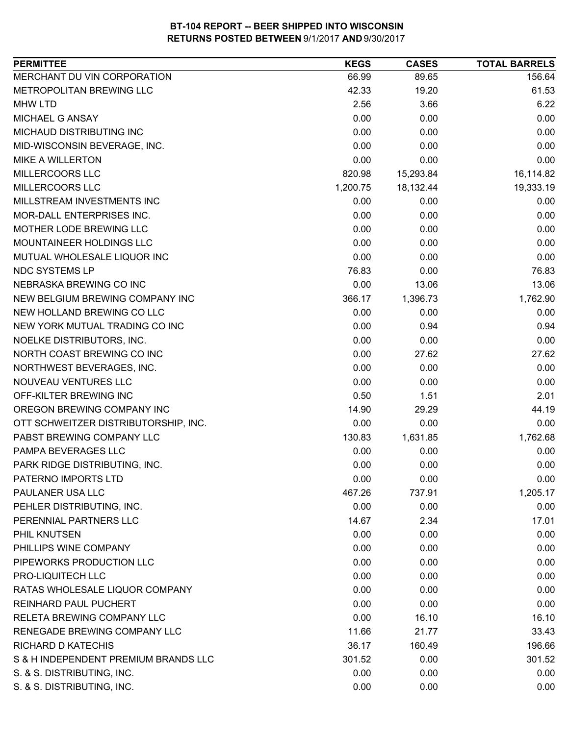# BT-104 REPORT -- BEER SHIPPED INTO WISCONSIN
## RETURNS POSTED BETWEEN 9/1/2017 AND 9/30/2017

| PERMITTEE | KEGS | CASES | TOTAL BARRELS |
|---|---|---|---|
| MERCHANT DU VIN CORPORATION | 66.99 | 89.65 | 156.64 |
| METROPOLITAN BREWING LLC | 42.33 | 19.20 | 61.53 |
| MHW LTD | 2.56 | 3.66 | 6.22 |
| MICHAEL G ANSAY | 0.00 | 0.00 | 0.00 |
| MICHAUD DISTRIBUTING INC | 0.00 | 0.00 | 0.00 |
| MID-WISCONSIN BEVERAGE, INC. | 0.00 | 0.00 | 0.00 |
| MIKE A WILLERTON | 0.00 | 0.00 | 0.00 |
| MILLERCOORS LLC | 820.98 | 15,293.84 | 16,114.82 |
| MILLERCOORS LLC | 1,200.75 | 18,132.44 | 19,333.19 |
| MILLSTREAM INVESTMENTS INC | 0.00 | 0.00 | 0.00 |
| MOR-DALL ENTERPRISES INC. | 0.00 | 0.00 | 0.00 |
| MOTHER LODE BREWING LLC | 0.00 | 0.00 | 0.00 |
| MOUNTAINEER HOLDINGS LLC | 0.00 | 0.00 | 0.00 |
| MUTUAL WHOLESALE LIQUOR INC | 0.00 | 0.00 | 0.00 |
| NDC SYSTEMS LP | 76.83 | 0.00 | 76.83 |
| NEBRASKA BREWING CO INC | 0.00 | 13.06 | 13.06 |
| NEW BELGIUM BREWING COMPANY INC | 366.17 | 1,396.73 | 1,762.90 |
| NEW HOLLAND BREWING CO LLC | 0.00 | 0.00 | 0.00 |
| NEW YORK MUTUAL TRADING CO INC | 0.00 | 0.94 | 0.94 |
| NOELKE DISTRIBUTORS, INC. | 0.00 | 0.00 | 0.00 |
| NORTH COAST BREWING CO INC | 0.00 | 27.62 | 27.62 |
| NORTHWEST BEVERAGES, INC. | 0.00 | 0.00 | 0.00 |
| NOUVEAU VENTURES LLC | 0.00 | 0.00 | 0.00 |
| OFF-KILTER BREWING INC | 0.50 | 1.51 | 2.01 |
| OREGON BREWING COMPANY INC | 14.90 | 29.29 | 44.19 |
| OTT SCHWEITZER DISTRIBUTORSHIP, INC. | 0.00 | 0.00 | 0.00 |
| PABST BREWING COMPANY LLC | 130.83 | 1,631.85 | 1,762.68 |
| PAMPA BEVERAGES LLC | 0.00 | 0.00 | 0.00 |
| PARK RIDGE DISTRIBUTING, INC. | 0.00 | 0.00 | 0.00 |
| PATERNO IMPORTS LTD | 0.00 | 0.00 | 0.00 |
| PAULANER USA LLC | 467.26 | 737.91 | 1,205.17 |
| PEHLER DISTRIBUTING, INC. | 0.00 | 0.00 | 0.00 |
| PERENNIAL PARTNERS LLC | 14.67 | 2.34 | 17.01 |
| PHIL KNUTSEN | 0.00 | 0.00 | 0.00 |
| PHILLIPS WINE COMPANY | 0.00 | 0.00 | 0.00 |
| PIPEWORKS PRODUCTION LLC | 0.00 | 0.00 | 0.00 |
| PRO-LIQUITECH LLC | 0.00 | 0.00 | 0.00 |
| RATAS WHOLESALE LIQUOR COMPANY | 0.00 | 0.00 | 0.00 |
| REINHARD PAUL PUCHERT | 0.00 | 0.00 | 0.00 |
| RELETA BREWING COMPANY LLC | 0.00 | 16.10 | 16.10 |
| RENEGADE BREWING COMPANY LLC | 11.66 | 21.77 | 33.43 |
| RICHARD D KATECHIS | 36.17 | 160.49 | 196.66 |
| S & H INDEPENDENT PREMIUM BRANDS LLC | 301.52 | 0.00 | 301.52 |
| S. & S. DISTRIBUTING, INC. | 0.00 | 0.00 | 0.00 |
| S. & S. DISTRIBUTING, INC. | 0.00 | 0.00 | 0.00 |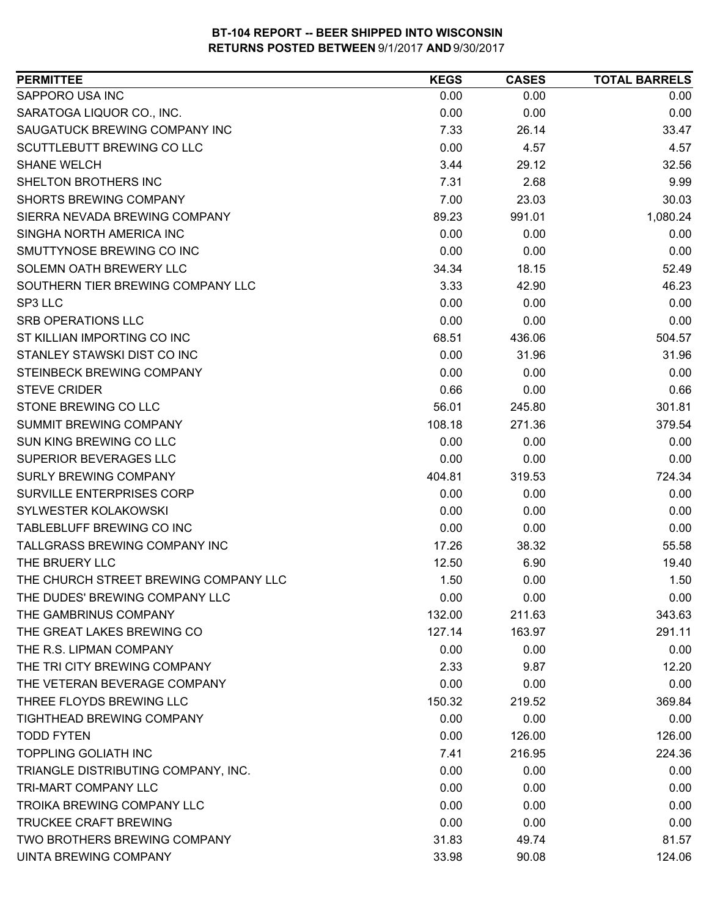# BT-104 REPORT -- BEER SHIPPED INTO WISCONSIN
## RETURNS POSTED BETWEEN 9/1/2017 AND 9/30/2017

| PERMITTEE | KEGS | CASES | TOTAL BARRELS |
|---|---|---|---|
| SAPPORO USA INC | 0.00 | 0.00 | 0.00 |
| SARATOGA LIQUOR CO., INC. | 0.00 | 0.00 | 0.00 |
| SAUGATUCK BREWING COMPANY INC | 7.33 | 26.14 | 33.47 |
| SCUTTLEBUTT BREWING CO LLC | 0.00 | 4.57 | 4.57 |
| SHANE WELCH | 3.44 | 29.12 | 32.56 |
| SHELTON BROTHERS INC | 7.31 | 2.68 | 9.99 |
| SHORTS BREWING COMPANY | 7.00 | 23.03 | 30.03 |
| SIERRA NEVADA BREWING COMPANY | 89.23 | 991.01 | 1,080.24 |
| SINGHA NORTH AMERICA INC | 0.00 | 0.00 | 0.00 |
| SMUTTYNOSE BREWING CO INC | 0.00 | 0.00 | 0.00 |
| SOLEMN OATH BREWERY LLC | 34.34 | 18.15 | 52.49 |
| SOUTHERN TIER BREWING COMPANY LLC | 3.33 | 42.90 | 46.23 |
| SP3 LLC | 0.00 | 0.00 | 0.00 |
| SRB OPERATIONS LLC | 0.00 | 0.00 | 0.00 |
| ST KILLIAN IMPORTING CO INC | 68.51 | 436.06 | 504.57 |
| STANLEY STAWSKI DIST CO INC | 0.00 | 31.96 | 31.96 |
| STEINBECK BREWING COMPANY | 0.00 | 0.00 | 0.00 |
| STEVE CRIDER | 0.66 | 0.00 | 0.66 |
| STONE BREWING CO LLC | 56.01 | 245.80 | 301.81 |
| SUMMIT BREWING COMPANY | 108.18 | 271.36 | 379.54 |
| SUN KING BREWING CO LLC | 0.00 | 0.00 | 0.00 |
| SUPERIOR BEVERAGES LLC | 0.00 | 0.00 | 0.00 |
| SURLY BREWING COMPANY | 404.81 | 319.53 | 724.34 |
| SURVILLE ENTERPRISES CORP | 0.00 | 0.00 | 0.00 |
| SYLWESTER KOLAKOWSKI | 0.00 | 0.00 | 0.00 |
| TABLEBLUFF BREWING CO INC | 0.00 | 0.00 | 0.00 |
| TALLGRASS BREWING COMPANY INC | 17.26 | 38.32 | 55.58 |
| THE BRUERY LLC | 12.50 | 6.90 | 19.40 |
| THE CHURCH STREET BREWING COMPANY LLC | 1.50 | 0.00 | 1.50 |
| THE DUDES' BREWING COMPANY LLC | 0.00 | 0.00 | 0.00 |
| THE GAMBRINUS COMPANY | 132.00 | 211.63 | 343.63 |
| THE GREAT LAKES BREWING CO | 127.14 | 163.97 | 291.11 |
| THE R.S. LIPMAN COMPANY | 0.00 | 0.00 | 0.00 |
| THE TRI CITY BREWING COMPANY | 2.33 | 9.87 | 12.20 |
| THE VETERAN BEVERAGE COMPANY | 0.00 | 0.00 | 0.00 |
| THREE FLOYDS BREWING LLC | 150.32 | 219.52 | 369.84 |
| TIGHTHEAD BREWING COMPANY | 0.00 | 0.00 | 0.00 |
| TODD FYTEN | 0.00 | 126.00 | 126.00 |
| TOPPLING GOLIATH INC | 7.41 | 216.95 | 224.36 |
| TRIANGLE DISTRIBUTING COMPANY, INC. | 0.00 | 0.00 | 0.00 |
| TRI-MART COMPANY LLC | 0.00 | 0.00 | 0.00 |
| TROIKA BREWING COMPANY LLC | 0.00 | 0.00 | 0.00 |
| TRUCKEE CRAFT BREWING | 0.00 | 0.00 | 0.00 |
| TWO BROTHERS BREWING COMPANY | 31.83 | 49.74 | 81.57 |
| UINTA BREWING COMPANY | 33.98 | 90.08 | 124.06 |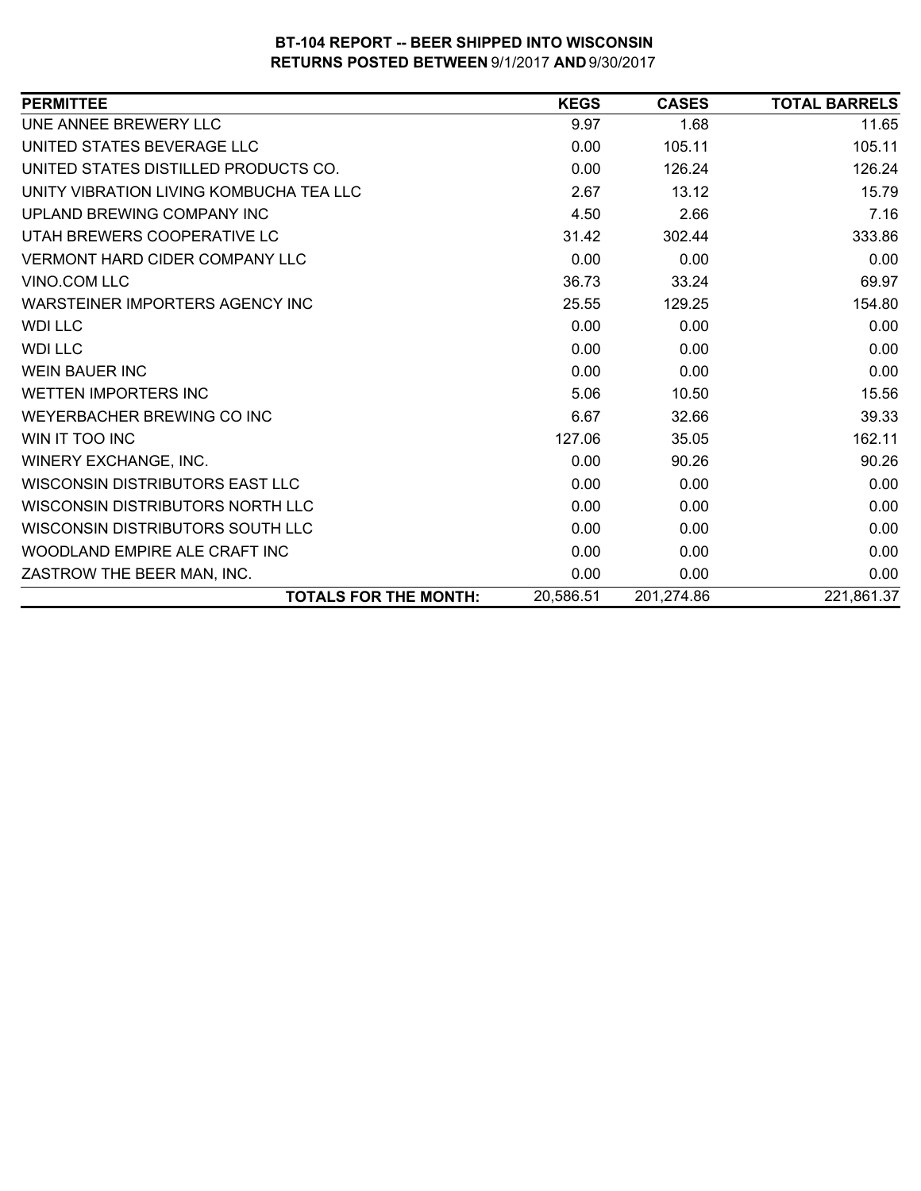**BT-104 REPORT -- BEER SHIPPED INTO WISCONSIN**
**RETURNS POSTED BETWEEN** 9/1/2017 **AND** 9/30/2017

| PERMITTEE | KEGS | CASES | TOTAL BARRELS |
|---|---|---|---|
| UNE ANNEE BREWERY LLC | 9.97 | 1.68 | 11.65 |
| UNITED STATES BEVERAGE LLC | 0.00 | 105.11 | 105.11 |
| UNITED STATES DISTILLED PRODUCTS CO. | 0.00 | 126.24 | 126.24 |
| UNITY VIBRATION LIVING KOMBUCHA TEA LLC | 2.67 | 13.12 | 15.79 |
| UPLAND BREWING COMPANY INC | 4.50 | 2.66 | 7.16 |
| UTAH BREWERS COOPERATIVE LC | 31.42 | 302.44 | 333.86 |
| VERMONT HARD CIDER COMPANY LLC | 0.00 | 0.00 | 0.00 |
| VINO.COM LLC | 36.73 | 33.24 | 69.97 |
| WARSTEINER IMPORTERS AGENCY INC | 25.55 | 129.25 | 154.80 |
| WDI LLC | 0.00 | 0.00 | 0.00 |
| WDI LLC | 0.00 | 0.00 | 0.00 |
| WEIN BAUER INC | 0.00 | 0.00 | 0.00 |
| WETTEN IMPORTERS INC | 5.06 | 10.50 | 15.56 |
| WEYERBACHER BREWING CO INC | 6.67 | 32.66 | 39.33 |
| WIN IT TOO INC | 127.06 | 35.05 | 162.11 |
| WINERY EXCHANGE, INC. | 0.00 | 90.26 | 90.26 |
| WISCONSIN DISTRIBUTORS EAST LLC | 0.00 | 0.00 | 0.00 |
| WISCONSIN DISTRIBUTORS NORTH LLC | 0.00 | 0.00 | 0.00 |
| WISCONSIN DISTRIBUTORS SOUTH LLC | 0.00 | 0.00 | 0.00 |
| WOODLAND EMPIRE ALE CRAFT INC | 0.00 | 0.00 | 0.00 |
| ZASTROW THE BEER MAN, INC. | 0.00 | 0.00 | 0.00 |
| **TOTALS FOR THE MONTH:** | 20,586.51 | 201,274.86 | 221,861.37 |